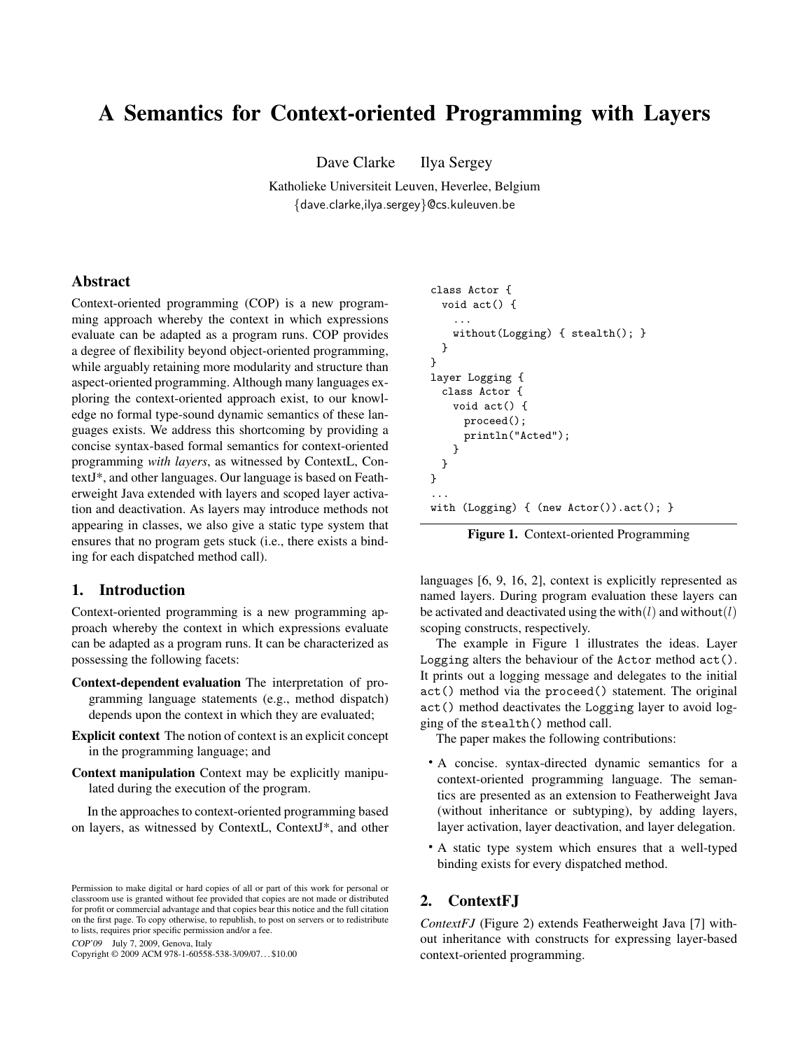# A Semantics for Context-oriented Programming with Layers

Dave Clarke Ilya Sergey

Katholieke Universiteit Leuven, Heverlee, Belgium

{dave.clarke,ilya.sergey}@cs.kuleuven.be

## Abstract

Context-oriented programming (COP) is a new programming approach whereby the context in which expressions evaluate can be adapted as a program runs. COP provides a degree of flexibility beyond object-oriented programming, while arguably retaining more modularity and structure than aspect-oriented programming. Although many languages exploring the context-oriented approach exist, to our knowledge no formal type-sound dynamic semantics of these languages exists. We address this shortcoming by providing a concise syntax-based formal semantics for context-oriented programming *with layers*, as witnessed by ContextL, ContextJ*, and other languages. Our language is based on Featherweight Java extended with layers and scoped layer activation and deactivation. As layers may introduce methods not appearing in classes, we also give a static type system that ensures that no program gets stuck (i.e., there exists a binding for each dispatched method call).

## 1. Introduction

Context-oriented programming is a new programming approach whereby the context in which expressions evaluate can be adapted as a program runs. It can be characterized as possessing the following facets:

**Context-dependent evaluation** The interpretation of programming language statements (e.g., method dispatch) depends upon the context in which they are evaluated;

**Explicit context** The notion of context is an explicit concept in the programming language; and

**Context manipulation** Context may be explicitly manipulated during the execution of the program.

In the approaches to context-oriented programming based on layers, as witnessed by ContextL, ContextJ*, and other languages [6, 9, 16, 2], context is explicitly represented as named layers. During program evaluation these layers can be activated and deactivated using the with$(l)$ and without$(l)$ scoping constructs, respectively.

```
class Actor {
  void act() {
    ...
    without(Logging) { stealth(); }
  }
}
layer Logging {
  class Actor {
    void act() {
      proceed();
      println("Acted");
    }
  }
}
...
with (Logging) { (new Actor()).act(); }
```

**Figure 1.** Context-oriented Programming

The example in Figure 1 illustrates the ideas. Layer Logging alters the behaviour of the Actor method act(). It prints out a logging message and delegates to the initial act() method via the proceed() statement. The original act() method deactivates the Logging layer to avoid logging of the stealth() method call.

The paper makes the following contributions:

- A concise. syntax-directed dynamic semantics for a context-oriented programming language. The semantics are presented as an extension to Featherweight Java (without inheritance or subtyping), by adding layers, layer activation, layer deactivation, and layer delegation.
- A static type system which ensures that a well-typed binding exists for every dispatched method.

## 2. ContextFJ

*ContextFJ* (Figure 2) extends Featherweight Java [7] without inheritance with constructs for expressing layer-based context-oriented programming.

Permission to make digital or hard copies of all or part of this work for personal or classroom use is granted without fee provided that copies are not made or distributed for profit or commercial advantage and that copies bear this notice and the full citation on the first page. To copy otherwise, to republish, to post on servers or to redistribute to lists, requires prior specific permission and/or a fee.

COP'09 July 7, 2009, Genova, Italy

Copyright © 2009 ACM 978-1-60558-538-3/09/07... $10.00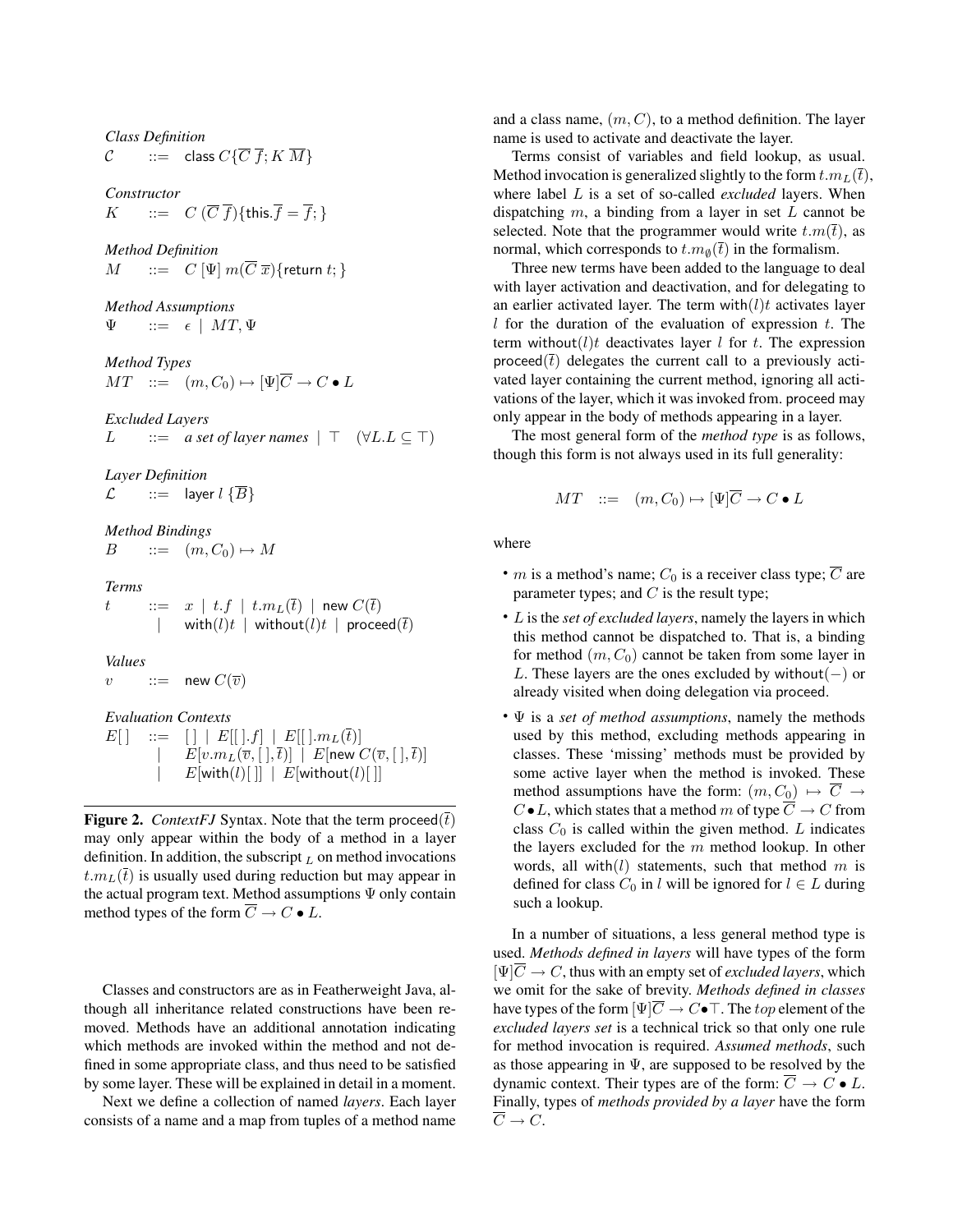*Class Definition*

$$\mathcal{C} \quad ::= \quad \mathsf{class}\ C\{\overline{C}\ \overline{f};\ K\ \overline{M}\}$$

*Constructor*

$$K \quad ::= \quad C\ (\overline{C}\ \overline{f})\{\mathsf{this}.\overline{f} = \overline{f};\}$$

*Method Definition*

$$M \quad ::= \quad C\ [\Psi]\ m(\overline{C}\ \overline{x})\{\mathsf{return}\ t;\}$$

*Method Assumptions*

$$\Psi \quad ::= \quad \epsilon \ \mid\ MT, \Psi$$

*Method Types*

$$MT \quad ::= \quad (m, C_0) \mapsto [\Psi]\overline{C} \rightarrow C \bullet L$$

*Excluded Layers*

$$L \quad ::= \quad \textit{a set of layer names} \ \mid\ \top \quad (\forall L. L \subseteq \top)$$

*Layer Definition*

$$\mathcal{L} \quad ::= \quad \mathsf{layer}\ l\ \{\overline{B}\}$$

*Method Bindings*

$$B \quad ::= \quad (m, C_0) \mapsto M$$

*Terms*

$$t \quad ::= \quad x \ \mid\ t.f \ \mid\ t.m_L(\overline{t}) \ \mid\ \mathsf{new}\ C(\overline{t}) \ \mid\ \mathsf{with}(l)t \ \mid\ \mathsf{without}(l)t \ \mid\ \mathsf{proceed}(\overline{t})$$

*Values*

$$v \quad ::= \quad \mathsf{new}\ C(\overline{v})$$

*Evaluation Contexts*

$$E[\,] \quad ::= \quad [\,] \ \mid\ E[[\,].f] \ \mid\ E[[\,].m_L(\overline{t})] \ \mid\ E[v.m_L(\overline{v},[\,],\overline{t})] \ \mid\ E[\mathsf{new}\ C(\overline{v},[\,],\overline{t})] \ \mid\ E[\mathsf{with}(l)[\,]] \ \mid\ E[\mathsf{without}(l)[\,]]$$

**Figure 2.** *ContextFJ* Syntax. Note that the term $\mathsf{proceed}(\overline{t})$ may only appear within the body of a method in a layer definition. In addition, the subscript $_L$ on method invocations $t.m_L(\overline{t})$ is usually used during reduction but may appear in the actual program text. Method assumptions $\Psi$ only contain method types of the form $\overline{C} \rightarrow C \bullet L$.

Classes and constructors are as in Featherweight Java, although all inheritance related constructions have been removed. Methods have an additional annotation indicating which methods are invoked within the method and not defined in some appropriate class, and thus need to be satisfied by some layer. These will be explained in detail in a moment.

Next we define a collection of named *layers*. Each layer consists of a name and a map from tuples of a method name and a class name, $(m, C)$, to a method definition. The layer name is used to activate and deactivate the layer.

Terms consist of variables and field lookup, as usual. Method invocation is generalized slightly to the form $t.m_L(\overline{t})$, where label $L$ is a set of so-called *excluded* layers. When dispatching $m$, a binding from a layer in set $L$ cannot be selected. Note that the programmer would write $t.m(\overline{t})$, as normal, which corresponds to $t.m_\emptyset(\overline{t})$ in the formalism.

Three new terms have been added to the language to deal with layer activation and deactivation, and for delegating to an earlier activated layer. The term $\mathsf{with}(l)t$ activates layer $l$ for the duration of the evaluation of expression $t$. The term $\mathsf{without}(l)t$ deactivates layer $l$ for $t$. The expression $\mathsf{proceed}(\overline{t})$ delegates the current call to a previously activated layer containing the current method, ignoring all activations of the layer, which it was invoked from. proceed may only appear in the body of methods appearing in a layer.

The most general form of the *method type* is as follows, though this form is not always used in its full generality:

$$MT \quad ::= \quad (m, C_0) \mapsto [\Psi]\overline{C} \rightarrow C \bullet L$$

where

- $m$ is a method's name; $C_0$ is a receiver class type; $\overline{C}$ are parameter types; and $C$ is the result type;
- $L$ is the *set of excluded layers*, namely the layers in which this method cannot be dispatched to. That is, a binding for method $(m, C_0)$ cannot be taken from some layer in $L$. These layers are the ones excluded by $\mathsf{without}(-)$ or already visited when doing delegation via proceed.
- $\Psi$ is a *set of method assumptions*, namely the methods used by this method, excluding methods appearing in classes. These 'missing' methods must be provided by some active layer when the method is invoked. These method assumptions have the form: $(m, C_0) \mapsto \overline{C} \rightarrow C \bullet L$, which states that a method $m$ of type $\overline{C} \rightarrow C$ from class $C_0$ is called within the given method. $L$ indicates the layers excluded for the $m$ method lookup. In other words, all $\mathsf{with}(l)$ statements, such that method $m$ is defined for class $C_0$ in $l$ will be ignored for $l \in L$ during such a lookup.

In a number of situations, a less general method type is used. *Methods defined in layers* will have types of the form $[\Psi]\overline{C} \rightarrow C$, thus with an empty set of *excluded layers*, which we omit for the sake of brevity. *Methods defined in classes* have types of the form $[\Psi]\overline{C} \rightarrow C \bullet \top$. The $top$ element of the *excluded layers set* is a technical trick so that only one rule for method invocation is required. *Assumed methods*, such as those appearing in $\Psi$, are supposed to be resolved by the dynamic context. Their types are of the form: $\overline{C} \rightarrow C \bullet L$. Finally, types of *methods provided by a layer* have the form $\overline{C} \rightarrow C$.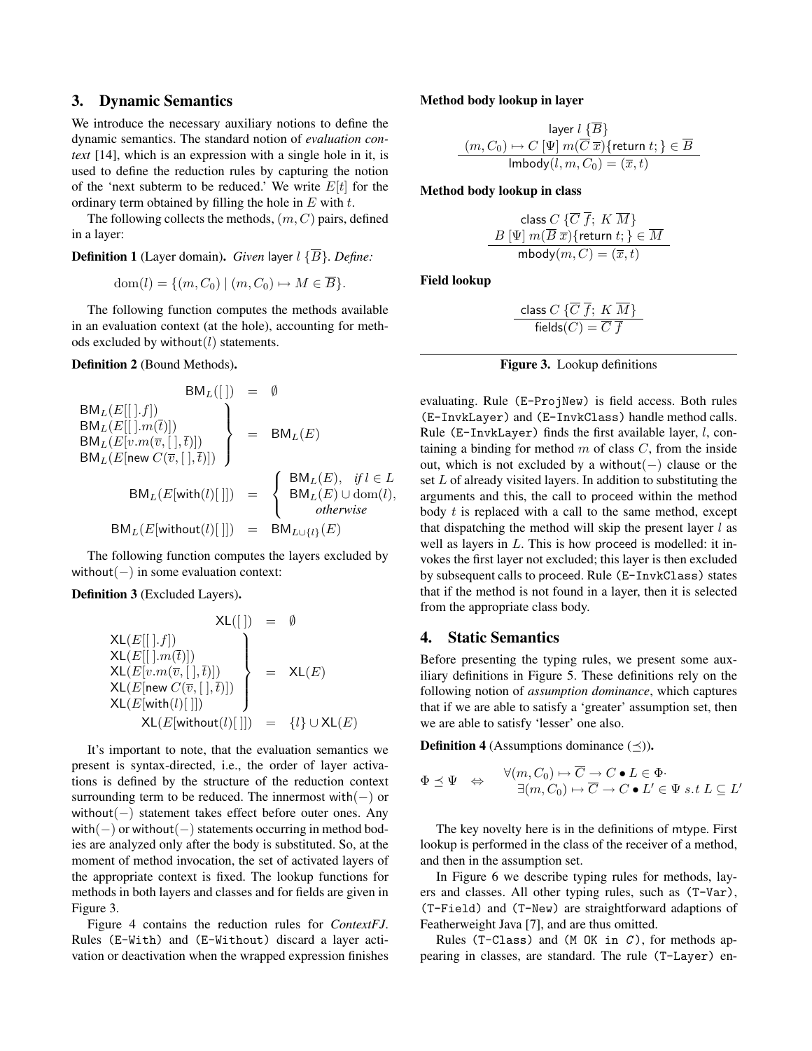## 3. Dynamic Semantics

We introduce the necessary auxiliary notions to define the dynamic semantics. The standard notion of *evaluation context* [14], which is an expression with a single hole in it, is used to define the reduction rules by capturing the notion of the 'next subterm to be reduced.' We write $E[t]$ for the ordinary term obtained by filling the hole in $E$ with $t$.

The following collects the methods, $(m, C)$ pairs, defined in a layer:

**Definition 1** (Layer domain)**.** *Given* layer $l$ $\{\overline{B}\}$. *Define:*

$$\mathrm{dom}(l) = \{(m, C_0) \mid (m, C_0) \mapsto M \in \overline{B}\}.$$

The following function computes the methods available in an evaluation context (at the hole), accounting for methods excluded by without$(l)$ statements.

**Definition 2** (Bound Methods)**.**

$$\begin{array}{rcl}
\mathsf{BM}_L([\,]) & = & \emptyset \\
\left.\begin{array}{l}
\mathsf{BM}_L(E[[\,].f]) \\
\mathsf{BM}_L(E[[\,].m(\overline{t})]) \\
\mathsf{BM}_L(E[v.m(\overline{v},[\,],\overline{t})]) \\
\mathsf{BM}_L(E[\mathsf{new}\ C(\overline{v},[\,],\overline{t})])
\end{array}\right\} & = & \mathsf{BM}_L(E) \\
\mathsf{BM}_L(E[\mathsf{with}(l)[\,]]) & = & \left\{\begin{array}{ll}
\mathsf{BM}_L(E), & \textit{if } l \in L \\
\mathsf{BM}_L(E) \cup \mathrm{dom}(l), & \textit{otherwise}
\end{array}\right. \\
\mathsf{BM}_L(E[\mathsf{without}(l)[\,]]) & = & \mathsf{BM}_{L\cup\{l\}}(E)
\end{array}$$

The following function computes the layers excluded by without$(-)$ in some evaluation context:

**Definition 3** (Excluded Layers)**.**

$$\begin{array}{rcl}
\mathsf{XL}([\,]) & = & \emptyset \\
\left.\begin{array}{l}
\mathsf{XL}(E[[\,].f]) \\
\mathsf{XL}(E[[\,].m(\overline{t})]) \\
\mathsf{XL}(E[v.m(\overline{v},[\,],\overline{t})]) \\
\mathsf{XL}(E[\mathsf{new}\ C(\overline{v},[\,],\overline{t})]) \\
\mathsf{XL}(E[\mathsf{with}(l)[\,]])
\end{array}\right\} & = & \mathsf{XL}(E) \\
\mathsf{XL}(E[\mathsf{without}(l)[\,]]) & = & \{l\} \cup \mathsf{XL}(E)
\end{array}$$

It's important to note, that the evaluation semantics we present is syntax-directed, i.e., the order of layer activations is defined by the structure of the reduction context surrounding term to be reduced. The innermost with$(-)$ or without$(-)$ statement takes effect before outer ones. Any with$(-)$ or without$(-)$ statements occurring in method bodies are analyzed only after the body is substituted. So, at the moment of method invocation, the set of activated layers of the appropriate context is fixed. The lookup functions for methods in both layers and classes and for fields are given in Figure 3.

Figure 4 contains the reduction rules for *ContextFJ*. Rules (E-With) and (E-Without) discard a layer activation or deactivation when the wrapped expression finishes evaluating. Rule (E-ProjNew) is field access. Both rules (E-InvkLayer) and (E-InvkClass) handle method calls. Rule (E-InvkLayer) finds the first available layer, $l$, containing a binding for method $m$ of class $C$, from the inside out, which is not excluded by a without$(-)$ clause or the set $L$ of already visited layers. In addition to substituting the arguments and this, the call to proceed within the method body $t$ is replaced with a call to the same method, except that dispatching the method will skip the present layer $l$ as well as layers in $L$. This is how proceed is modelled: it invokes the first layer not excluded; this layer is then excluded by subsequent calls to proceed. Rule (E-InvkClass) states that if the method is not found in a layer, then it is selected from the appropriate class body.

**Method body lookup in layer**

$$\frac{\mathsf{layer}\ l\ \{\overline{B}\} \qquad (m, C_0) \mapsto C\ [\Psi]\ m(\overline{C}\ \overline{x})\{\mathsf{return}\ t;\} \in \overline{B}}{\mathsf{lmbody}(l, m, C_0) = (\overline{x}, t)}$$

**Method body lookup in class**

$$\frac{\mathsf{class}\ C\ \{\overline{C}\ \overline{f};\ K\ \overline{M}\} \qquad B\ [\Psi]\ m(\overline{B}\ \overline{x})\{\mathsf{return}\ t;\} \in \overline{M}}{\mathsf{mbody}(m, C) = (\overline{x}, t)}$$

**Field lookup**

$$\frac{\mathsf{class}\ C\ \{\overline{C}\ \overline{f};\ K\ \overline{M}\}}{\mathsf{fields}(C) = \overline{C}\ \overline{f}}$$

**Figure 3.** Lookup definitions

## 4. Static Semantics

Before presenting the typing rules, we present some auxiliary definitions in Figure 5. These definitions rely on the following notion of *assumption dominance*, which captures that if we are able to satisfy a 'greater' assumption set, then we are able to satisfy 'lesser' one also.

**Definition 4** (Assumptions dominance ($\preceq$))**.**

$$\Phi \preceq \Psi \quad \Leftrightarrow \quad \begin{array}{l} \forall (m, C_0) \mapsto \overline{C} \to C \bullet L \in \Phi \cdot \\ \quad \exists (m, C_0) \mapsto \overline{C} \to C \bullet L' \in \Psi\ s.t\ L \subseteq L' \end{array}$$

The key novelty here is in the definitions of mtype. First lookup is performed in the class of the receiver of a method, and then in the assumption set.

In Figure 6 we describe typing rules for methods, layers and classes. All other typing rules, such as (T-Var), (T-Field) and (T-New) are straightforward adaptions of Featherweight Java [7], and are thus omitted.

Rules (T-Class) and (M OK in C), for methods appearing in classes, are standard. The rule (T-Layer) en-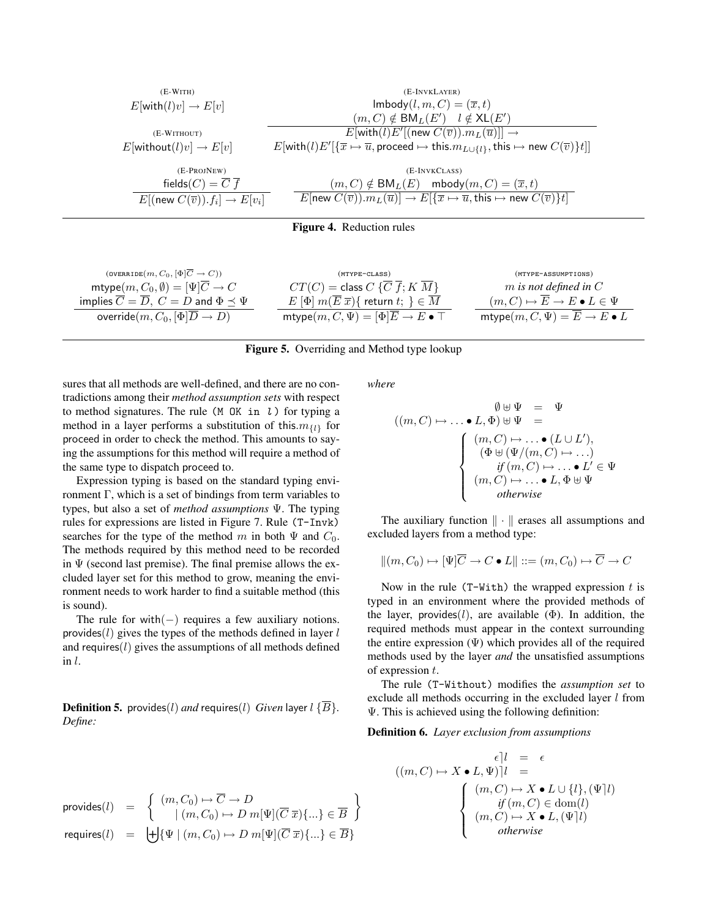(E-With)

$$E[\mathsf{with}(l)v] \to E[v]$$

(E-Without)

$$E[\mathsf{without}(l)v] \to E[v]$$

(E-InvkLayer)

$$\frac{\mathsf{lmbody}(l, m, C) = (\overline{x}, t) \qquad (m, C) \notin \mathsf{BM}_L(E') \quad l \notin \mathsf{XL}(E')}{E[\mathsf{with}(l)E'[(\mathsf{new}\ C(\overline{v})).m_L(\overline{u})]] \to E[\mathsf{with}(l)E'[\{\overline{x} \mapsto \overline{u}, \mathsf{proceed} \mapsto \mathsf{this}.m_{L\cup\{l\}}, \mathsf{this} \mapsto \mathsf{new}\ C(\overline{v})\}t]]}$$

(E-ProjNew)

$$\frac{\mathsf{fields}(C) = \overline{C}\ \overline{f}}{E[(\mathsf{new}\ C(\overline{v})).f_i] \to E[v_i]}$$

(E-InvkClass)

$$\frac{(m, C) \notin \mathsf{BM}_L(E) \quad \mathsf{mbody}(m, C) = (\overline{x}, t)}{E[\mathsf{new}\ C(\overline{v})).m_L(\overline{u})] \to E[\{\overline{x} \mapsto \overline{u}, \mathsf{this} \mapsto \mathsf{new}\ C(\overline{v})\}t]}$$

**Figure 4.** Reduction rules

(override$(m, C_0, [\Phi]\overline{C} \to C)$)

$$\frac{\mathsf{mtype}(m, C_0, \emptyset) = [\Psi]\overline{C} \to C \text{ implies } \overline{C} = \overline{D},\ C = D \text{ and } \Phi \preceq \Psi}{\mathsf{override}(m, C_0, [\Phi]\overline{D} \to D)}$$

(mtype-class)

$$\frac{CT(C) = \mathsf{class}\ C\ \{\overline{C}\ \overline{f};\ K\ \overline{M}\} \qquad E\ [\Phi]\ m(\overline{E}\ \overline{x})\{\ \mathsf{return}\ t;\ \} \in \overline{M}}{\mathsf{mtype}(m, C, \Psi) = [\Phi]\overline{E} \to E \bullet \top}$$

(mtype-assumptions)

$$\frac{m \textit{ is not defined in } C \qquad (m, C) \mapsto \overline{E} \to E \bullet L \in \Psi}{\mathsf{mtype}(m, C, \Psi) = \overline{E} \to E \bullet L}$$

**Figure 5.** Overriding and Method type lookup

sures that all methods are well-defined, and there are no contradictions among their *method assumption sets* with respect to method signatures. The rule `(M OK in l)` for typing a method in a layer performs a substitution of $\mathsf{this}.m_{\{l\}}$ for proceed in order to check the method. This amounts to saying the assumptions for this method will require a method of the same type to dispatch proceed to.

Expression typing is based on the standard typing environment $\Gamma$, which is a set of bindings from term variables to types, but also a set of *method assumptions* $\Psi$. The typing rules for expressions are listed in Figure 7. Rule `(T-Invk)` searches for the type of the method $m$ in both $\Psi$ and $C_0$. The methods required by this method need to be recorded in $\Psi$ (second last premise). The final premise allows the excluded layer set for this method to grow, meaning the environment needs to work harder to find a suitable method (this is sound).

The rule for with$(-)$ requires a few auxiliary notions. provides$(l)$ gives the types of the methods defined in layer $l$ and requires$(l)$ gives the assumptions of all methods defined in $l$.

**Definition 5.** provides$(l)$ *and* requires$(l)$ *Given* layer $l\ \{\overline{B}\}$. *Define:*

$$\mathsf{provides}(l) = \left\{ \begin{array}{l} (m, C_0) \mapsto \overline{C} \to D \\ \quad \mid (m, C_0) \mapsto D\ m[\Psi](\overline{C}\ \overline{x})\{...\} \in \overline{B} \end{array} \right\}$$

$$\mathsf{requires}(l) = \biguplus\{\Psi \mid (m, C_0) \mapsto D\ m[\Psi](\overline{C}\ \overline{x})\{...\} \in \overline{B}\}$$

*where*

$$\emptyset \uplus \Psi = \Psi$$

$$((m, C) \mapsto \ldots \bullet L, \Phi) \uplus \Psi = \begin{cases} (m, C) \mapsto \ldots \bullet (L \cup L'), \\ \quad (\Phi \uplus (\Psi / (m, C) \mapsto \ldots) \\ \quad\quad \textit{if } (m, C) \mapsto \ldots \bullet L' \in \Psi \\ (m, C) \mapsto \ldots \bullet L, \Phi \uplus \Psi \\ \quad\quad \textit{otherwise} \end{cases}$$

The auxiliary function $\| \cdot \|$ erases all assumptions and excluded layers from a method type:

$$\|(m, C_0) \mapsto [\Psi]\overline{C} \to C \bullet L\| ::= (m, C_0) \mapsto \overline{C} \to C$$

Now in the rule `(T-With)` the wrapped expression $t$ is typed in an environment where the provided methods of the layer, provides$(l)$, are available $(\Phi)$. In addition, the required methods must appear in the context surrounding the entire expression $(\Psi)$ which provides all of the required methods used by the layer *and* the unsatisfied assumptions of expression $t$.

The rule `(T-Without)` modifies the *assumption set* to exclude all methods occurring in the excluded layer $l$ from $\Psi$. This is achieved using the following definition:

**Definition 6.** *Layer exclusion from assumptions*

$$\epsilon \rceil l = \epsilon$$

$$((m, C) \mapsto X \bullet L, \Psi) \rceil l = \begin{cases} (m, C) \mapsto X \bullet L \cup \{l\}, (\Psi \rceil l) \\ \quad\quad \textit{if } (m, C) \in \mathrm{dom}(l) \\ (m, C) \mapsto X \bullet L, (\Psi \rceil l) \\ \quad\quad \textit{otherwise} \end{cases}$$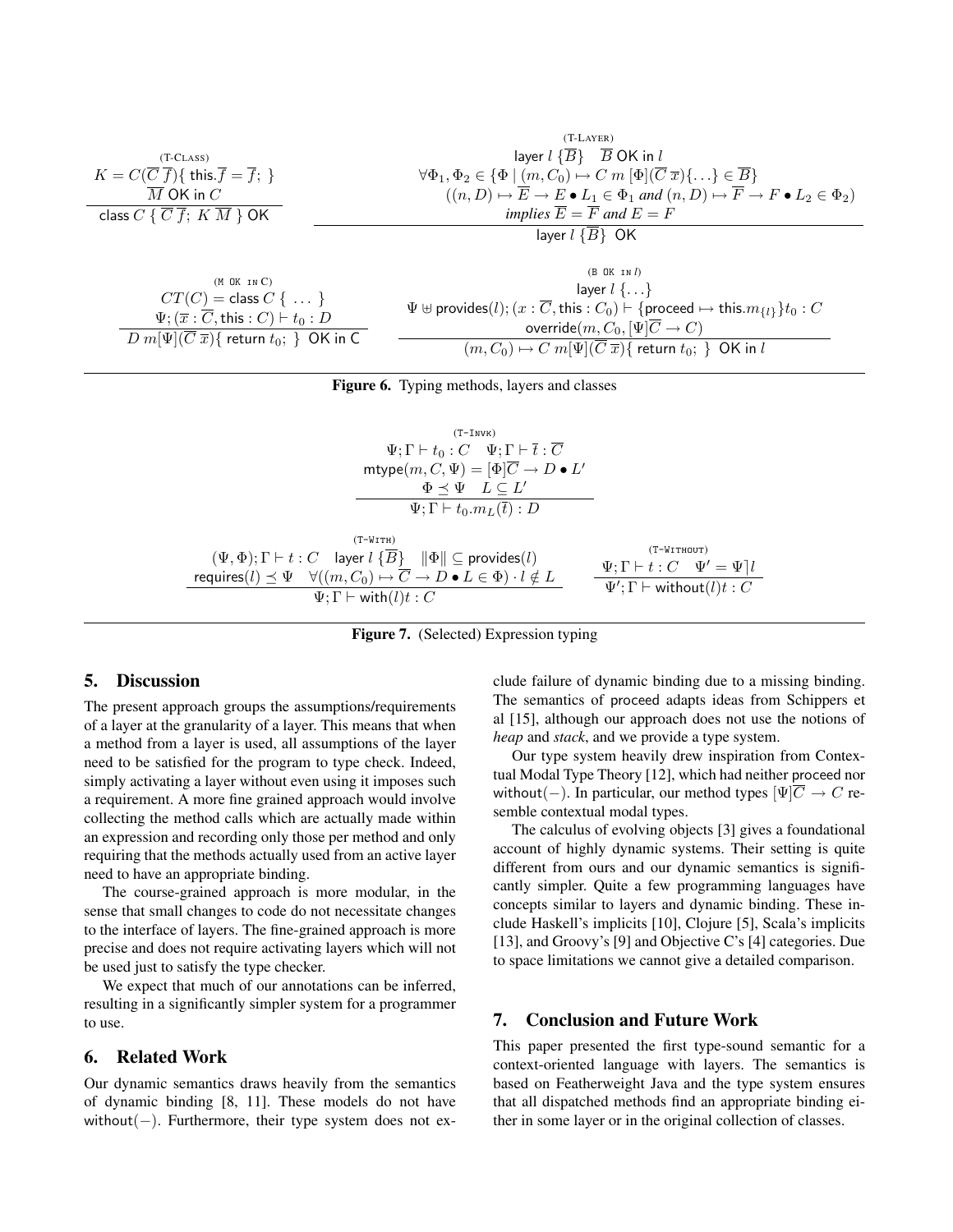$$\frac{K = C(\overline{C}\ \overline{f})\{\ \mathsf{this}.\overline{f} = \overline{f};\ \} \quad \overline{M}\ \mathsf{OK\ in}\ C}{\mathsf{class}\ C\ \{\ \overline{C}\ \overline{f};\ K\ \overline{M}\ \}\ \mathsf{OK}}\ \text{(T-CLASS)}$$

$$\frac{\begin{array}{c}\mathsf{layer}\ l\ \{\overline{B}\} \quad \overline{B}\ \mathsf{OK\ in}\ l \\ \forall \Phi_1, \Phi_2 \in \{\Phi \mid (m, C_0) \mapsto C\ m\ [\Phi](\overline{C}\ \overline{x})\{\ldots\} \in \overline{B}\} \\ ((n, D) \mapsto \overline{E} \to E \bullet L_1 \in \Phi_1 \textit{ and } (n, D) \mapsto \overline{F} \to F \bullet L_2 \in \Phi_2) \\ \textit{implies } \overline{E} = \overline{F} \textit{ and } E = F\end{array}}{\mathsf{layer}\ l\ \{\overline{B}\}\ \mathsf{OK}}\ \text{(T-LAYER)}$$

$$\frac{CT(C) = \mathsf{class}\ C\ \{\ \ldots\ \} \quad \Psi; (\overline{x} : \overline{C}, \mathsf{this} : C) \vdash t_0 : D}{D\ m[\Psi](\overline{C}\ \overline{x})\{\ \mathsf{return}\ t_0;\ \}\ \mathsf{OK\ in\ C}}\ \text{(M OK IN C)}$$

$$\frac{\begin{array}{c}\mathsf{layer}\ l\ \{\ldots\} \\ \Psi \uplus \mathsf{provides}(l); (x : \overline{C}, \mathsf{this} : C_0) \vdash \{\mathsf{proceed} \mapsto \mathsf{this}.m_{\{l\}}\}t_0 : C \\ \mathsf{override}(m, C_0, [\Psi]\overline{C} \to C)\end{array}}{(m, C_0) \mapsto C\ m[\Psi](\overline{C}\ \overline{x})\{\ \mathsf{return}\ t_0;\ \}\ \mathsf{OK\ in}\ l}\ \text{(B OK IN } l\text{)}$$

**Figure 6.** Typing methods, layers and classes

$$\frac{\begin{array}{c}\Psi; \Gamma \vdash t_0 : C \quad \Psi; \Gamma \vdash \overline{t} : \overline{C} \\ \mathsf{mtype}(m, C, \Psi) = [\Phi]\overline{C} \to D \bullet L' \\ \Phi \preceq \Psi \quad L \subseteq L'\end{array}}{\Psi; \Gamma \vdash t_0.m_L(\overline{t}) : D}\ \text{(T-INVK)}$$

$$\frac{\begin{array}{c}(\Psi, \Phi); \Gamma \vdash t : C \quad \mathsf{layer}\ l\ \{\overline{B}\} \quad \|\Phi\| \subseteq \mathsf{provides}(l) \\ \mathsf{requires}(l) \preceq \Psi \quad \forall ((m, C_0) \mapsto \overline{C} \to D \bullet L \in \Phi) \cdot l \notin L\end{array}}{\Psi; \Gamma \vdash \mathsf{with}(l)t : C}\ \text{(T-WITH)}$$

$$\frac{\Psi; \Gamma \vdash t : C \quad \Psi' = \Psi \rceil l}{\Psi'; \Gamma \vdash \mathsf{without}(l)t : C}\ \text{(T-WITHOUT)}$$

**Figure 7.** (Selected) Expression typing

## 5. Discussion

The present approach groups the assumptions/requirements of a layer at the granularity of a layer. This means that when a method from a layer is used, all assumptions of the layer need to be satisfied for the program to type check. Indeed, simply activating a layer without even using it imposes such a requirement. A more fine grained approach would involve collecting the method calls which are actually made within an expression and recording only those per method and only requiring that the methods actually used from an active layer need to have an appropriate binding.

The course-grained approach is more modular, in the sense that small changes to code do not necessitate changes to the interface of layers. The fine-grained approach is more precise and does not require activating layers which will not be used just to satisfy the type checker.

We expect that much of our annotations can be inferred, resulting in a significantly simpler system for a programmer to use.

## 6. Related Work

Our dynamic semantics draws heavily from the semantics of dynamic binding [8, 11]. These models do not have without$(-)$. Furthermore, their type system does not exclude failure of dynamic binding due to a missing binding. The semantics of proceed adapts ideas from Schippers et al [15], although our approach does not use the notions of *heap* and *stack*, and we provide a type system.

Our type system heavily drew inspiration from Contextual Modal Type Theory [12], which had neither proceed nor without$(-)$. In particular, our method types $[\Psi]\overline{C} \to C$ resemble contextual modal types.

The calculus of evolving objects [3] gives a foundational account of highly dynamic systems. Their setting is quite different from ours and our dynamic semantics is significantly simpler. Quite a few programming languages have concepts similar to layers and dynamic binding. These include Haskell's implicits [10], Clojure [5], Scala's implicits [13], and Groovy's [9] and Objective C's [4] categories. Due to space limitations we cannot give a detailed comparison.

## 7. Conclusion and Future Work

This paper presented the first type-sound semantic for a context-oriented language with layers. The semantics is based on Featherweight Java and the type system ensures that all dispatched methods find an appropriate binding either in some layer or in the original collection of classes.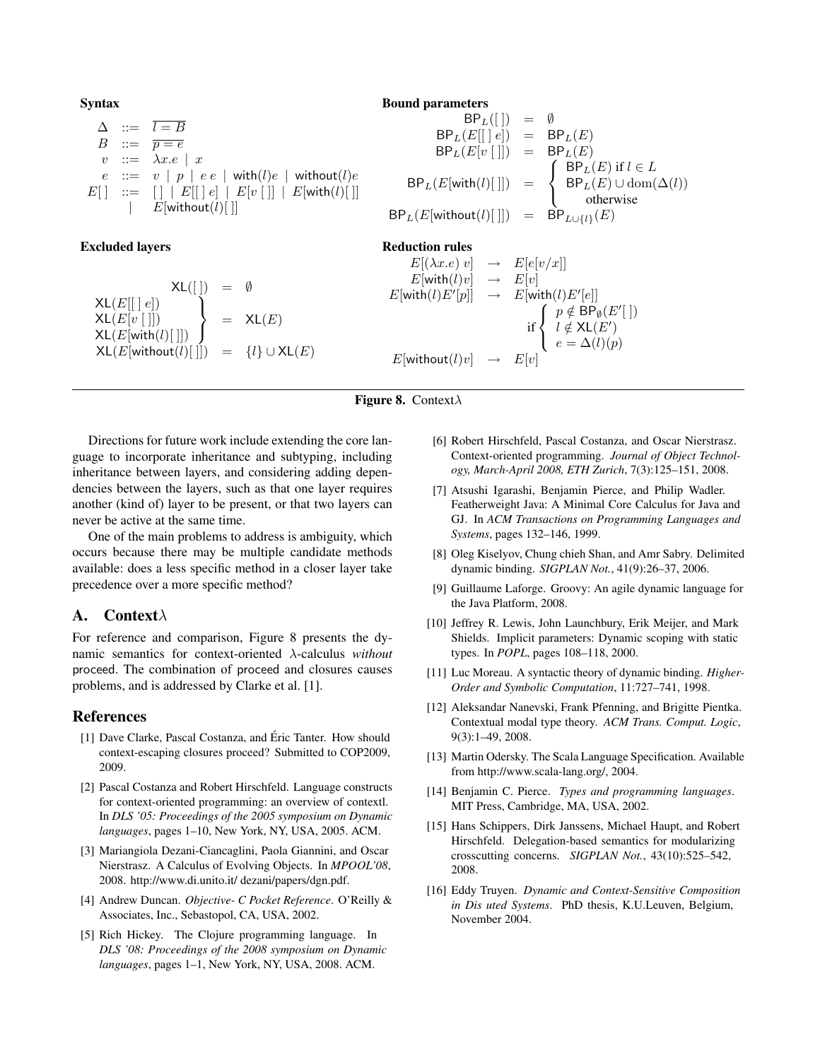**Syntax**

$$
\begin{array}{rcl}
\Delta & ::= & \overline{l = B} \\
B & ::= & \overline{p = e} \\
v & ::= & \lambda x.e \mid x \\
e & ::= & v \mid p \mid e\ e \mid \mathsf{with}(l)e \mid \mathsf{without}(l)e \\
E[\,] & ::= & [\,] \mid E[[\,]\ e] \mid E[v\ [\,]] \mid E[\mathsf{with}(l)[\,]] \\
 & \mid & E[\mathsf{without}(l)[\,]]
\end{array}
$$

**Excluded layers**

$$
\begin{array}{rcl}
\mathsf{XL}([\,]) & = & \emptyset \\
\left.\begin{array}{l}\mathsf{XL}(E[[\,]\ e]) \\ \mathsf{XL}(E[v\ [\,]]) \\ \mathsf{XL}(E[\mathsf{with}(l)[\,]])\end{array}\right\} & = & \mathsf{XL}(E) \\
\mathsf{XL}(E[\mathsf{without}(l)[\,]]) & = & \{l\} \cup \mathsf{XL}(E)
\end{array}
$$

**Bound parameters**

$$
\begin{array}{rcl}
\mathsf{BP}_L([\,]) & = & \emptyset \\
\mathsf{BP}_L(E[[\,]\ e]) & = & \mathsf{BP}_L(E) \\
\mathsf{BP}_L(E[v\ [\,]]) & = & \mathsf{BP}_L(E) \\
\mathsf{BP}_L(E[\mathsf{with}(l)[\,]]) & = & \left\{\begin{array}{l}\mathsf{BP}_L(E) \text{ if } l \in L \\ \mathsf{BP}_L(E) \cup \mathrm{dom}(\Delta(l)) \\ \quad \text{otherwise}\end{array}\right. \\
\mathsf{BP}_L(E[\mathsf{without}(l)[\,]]) & = & \mathsf{BP}_{L \cup \{l\}}(E)
\end{array}
$$

**Reduction rules**

$$
\begin{array}{rcl}
E[(\lambda x.e)\ v] & \rightarrow & E[e[v/x]] \\
E[\mathsf{with}(l)v] & \rightarrow & E[v] \\
E[\mathsf{with}(l)E'[p]] & \rightarrow & E[\mathsf{with}(l)E'[e]] \\
 & & \text{if} \left\{\begin{array}{l} p \notin \mathsf{BP}_\emptyset(E'[\,]) \\ l \notin \mathsf{XL}(E') \\ e = \Delta(l)(p)\end{array}\right. \\
E[\mathsf{without}(l)v] & \rightarrow & E[v]
\end{array}
$$

**Figure 8.** Context$\lambda$

Directions for future work include extending the core language to incorporate inheritance and subtyping, including inheritance between layers, and considering adding dependencies between the layers, such as that one layer requires another (kind of) layer to be present, or that two layers can never be active at the same time.

One of the main problems to address is ambiguity, which occurs because there may be multiple candidate methods available: does a less specific method in a closer layer take precedence over a more specific method?

## A. Context$\lambda$

For reference and comparison, Figure 8 presents the dynamic semantics for context-oriented $\lambda$-calculus *without* proceed. The combination of proceed and closures causes problems, and is addressed by Clarke et al. [1].

## References

[1] Dave Clarke, Pascal Costanza, and Éric Tanter. How should context-escaping closures proceed? Submitted to COP2009, 2009.

[2] Pascal Costanza and Robert Hirschfeld. Language constructs for context-oriented programming: an overview of contextl. In *DLS '05: Proceedings of the 2005 symposium on Dynamic languages*, pages 1–10, New York, NY, USA, 2005. ACM.

[3] Mariangiola Dezani-Ciancaglini, Paola Giannini, and Oscar Nierstrasz. A Calculus of Evolving Objects. In *MPOOL'08*, 2008. http://www.di.unito.it/ dezani/papers/dgn.pdf.

[4] Andrew Duncan. *Objective- C Pocket Reference*. O'Reilly & Associates, Inc., Sebastopol, CA, USA, 2002.

[5] Rich Hickey. The Clojure programming language. In *DLS '08: Proceedings of the 2008 symposium on Dynamic languages*, pages 1–1, New York, NY, USA, 2008. ACM.

[6] Robert Hirschfeld, Pascal Costanza, and Oscar Nierstrasz. Context-oriented programming. *Journal of Object Technology, March-April 2008, ETH Zurich*, 7(3):125–151, 2008.

[7] Atsushi Igarashi, Benjamin Pierce, and Philip Wadler. Featherweight Java: A Minimal Core Calculus for Java and GJ. In *ACM Transactions on Programming Languages and Systems*, pages 132–146, 1999.

[8] Oleg Kiselyov, Chung chieh Shan, and Amr Sabry. Delimited dynamic binding. *SIGPLAN Not.*, 41(9):26–37, 2006.

[9] Guillaume Laforge. Groovy: An agile dynamic language for the Java Platform, 2008.

[10] Jeffrey R. Lewis, John Launchbury, Erik Meijer, and Mark Shields. Implicit parameters: Dynamic scoping with static types. In *POPL*, pages 108–118, 2000.

[11] Luc Moreau. A syntactic theory of dynamic binding. *Higher-Order and Symbolic Computation*, 11:727–741, 1998.

[12] Aleksandar Nanevski, Frank Pfenning, and Brigitte Pientka. Contextual modal type theory. *ACM Trans. Comput. Logic*, 9(3):1–49, 2008.

[13] Martin Odersky. The Scala Language Specification. Available from http://www.scala-lang.org/, 2004.

[14] Benjamin C. Pierce. *Types and programming languages*. MIT Press, Cambridge, MA, USA, 2002.

[15] Hans Schippers, Dirk Janssens, Michael Haupt, and Robert Hirschfeld. Delegation-based semantics for modularizing crosscutting concerns. *SIGPLAN Not.*, 43(10):525–542, 2008.

[16] Eddy Truyen. *Dynamic and Context-Sensitive Composition in Dis uted Systems*. PhD thesis, K.U.Leuven, Belgium, November 2004.